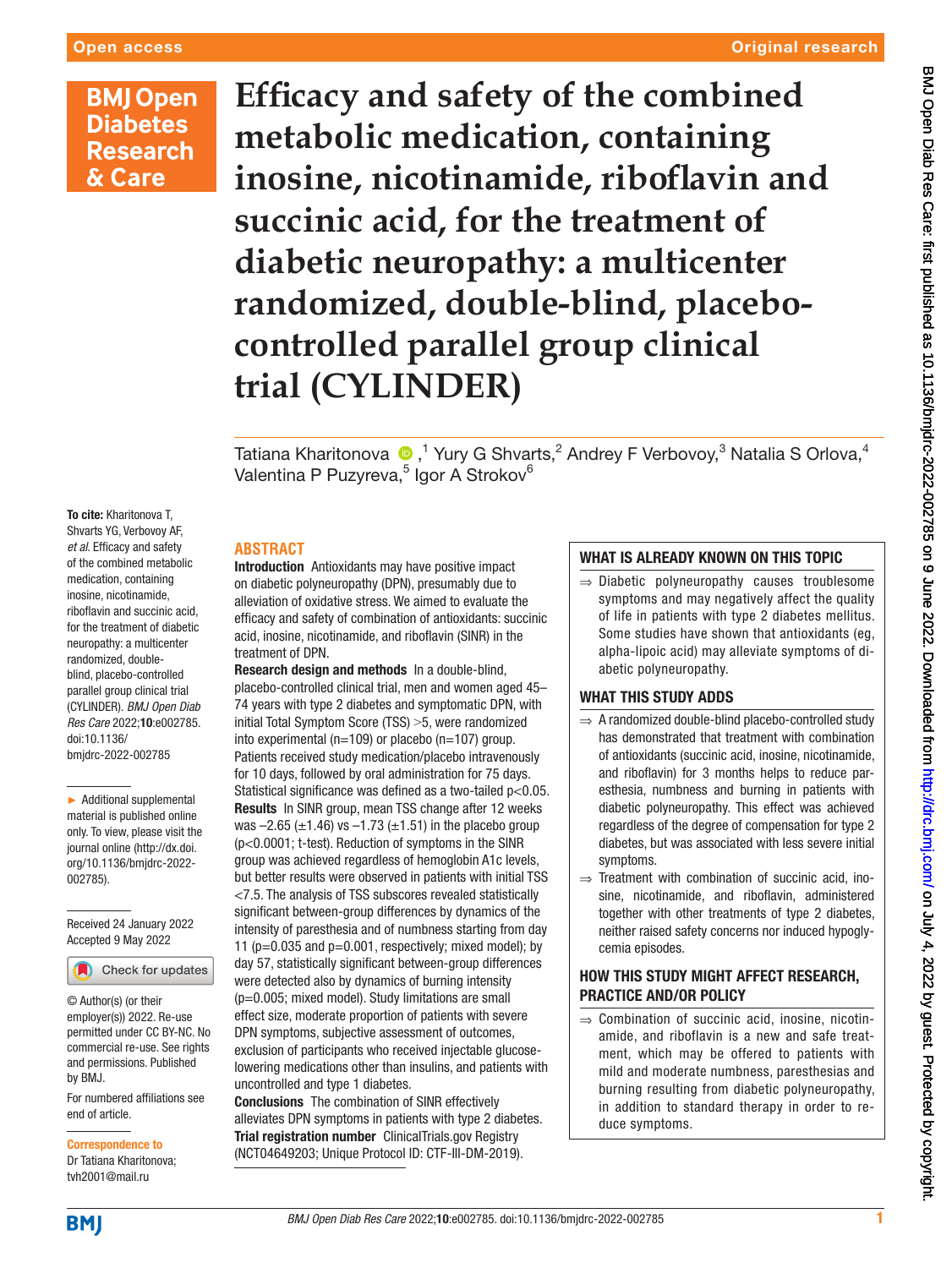# Efficacy and safety of the combined metabolic medication, containing inosine, nicotinamide, riboflavin and succinic acid, for the treatment of diabetic neuropathy: a multicenter randomized, double-blind, placebo-controlled parallel group clinical trial (CYLINDER)

Tatiana Kharitonova,[1] Yury G Shvarts,[2] Andrey F Verbovoy,[3] Natalia S Orlova,[4] Valentina P Puzyreva,[5] Igor A Strokov[6]

**To cite:** Kharitonova T, Shvarts YG, Verbovoy AF, *et al*. Efficacy and safety of the combined metabolic medication, containing inosine, nicotinamide, riboflavin and succinic acid, for the treatment of diabetic neuropathy: a multicenter randomized, double-blind, placebo-controlled parallel group clinical trial (CYLINDER). *BMJ Open Diab Res Care* 2022;**10**:e002785. doi:10.1136/bmjdrc-2022-002785

► Additional supplemental material is published online only. To view, please visit the journal online (http://dx.doi.org/10.1136/bmjdrc-2022-002785).

Received 24 January 2022
Accepted 9 May 2022

© Author(s) (or their employer(s)) 2022. Re-use permitted under CC BY-NC. No commercial re-use. See rights and permissions. Published by BMJ.

For numbered affiliations see end of article.

**Correspondence to**
Dr Tatiana Kharitonova; tvh2001@mail.ru

## ABSTRACT

**Introduction** Antioxidants may have positive impact on diabetic polyneuropathy (DPN), presumably due to alleviation of oxidative stress. We aimed to evaluate the efficacy and safety of combination of antioxidants: succinic acid, inosine, nicotinamide, and riboflavin (SINR) in the treatment of DPN.

**Research design and methods** In a double-blind, placebo-controlled clinical trial, men and women aged 45–74 years with type 2 diabetes and symptomatic DPN, with initial Total Symptom Score (TSS) >5, were randomized into experimental (n=109) or placebo (n=107) group. Patients received study medication/placebo intravenously for 10 days, followed by oral administration for 75 days. Statistical significance was defined as a two-tailed p<0.05.

**Results** In SINR group, mean TSS change after 12 weeks was −2.65 (±1.46) vs −1.73 (±1.51) in the placebo group (p<0.0001; t-test). Reduction of symptoms in the SINR group was achieved regardless of hemoglobin A1c levels, but better results were observed in patients with initial TSS <7.5. The analysis of TSS subscores revealed statistically significant between-group differences by dynamics of the intensity of paresthesia and of numbness starting from day 11 (p=0.035 and p=0.001, respectively; mixed model); by day 57, statistically significant between-group differences were detected also by dynamics of burning intensity (p=0.005; mixed model). Study limitations are small effect size, moderate proportion of patients with severe DPN symptoms, subjective assessment of outcomes, exclusion of participants who received injectable glucose-lowering medications other than insulins, and patients with uncontrolled and type 1 diabetes.

**Conclusions** The combination of SINR effectively alleviates DPN symptoms in patients with type 2 diabetes.

**Trial registration number** ClinicalTrials.gov Registry (NCT04649203; Unique Protocol ID: CTF-III-DM-2019).

### WHAT IS ALREADY KNOWN ON THIS TOPIC

⇒ Diabetic polyneuropathy causes troublesome symptoms and may negatively affect the quality of life in patients with type 2 diabetes mellitus. Some studies have shown that antioxidants (eg, alpha-lipoic acid) may alleviate symptoms of diabetic polyneuropathy.

### WHAT THIS STUDY ADDS

⇒ A randomized double-blind placebo-controlled study has demonstrated that treatment with combination of antioxidants (succinic acid, inosine, nicotinamide, and riboflavin) for 3 months helps to reduce paresthesia, numbness and burning in patients with diabetic polyneuropathy. This effect was achieved regardless of the degree of compensation for type 2 diabetes, but was associated with less severe initial symptoms.

⇒ Treatment with combination of succinic acid, inosine, nicotinamide, and riboflavin, administered together with other treatments of type 2 diabetes, neither raised safety concerns nor induced hypoglycemia episodes.

### HOW THIS STUDY MIGHT AFFECT RESEARCH, PRACTICE AND/OR POLICY

⇒ Combination of succinic acid, inosine, nicotinamide, and riboflavin is a new and safe treatment, which may be offered to patients with mild and moderate numbness, paresthesias and burning resulting from diabetic polyneuropathy, in addition to standard therapy in order to reduce symptoms.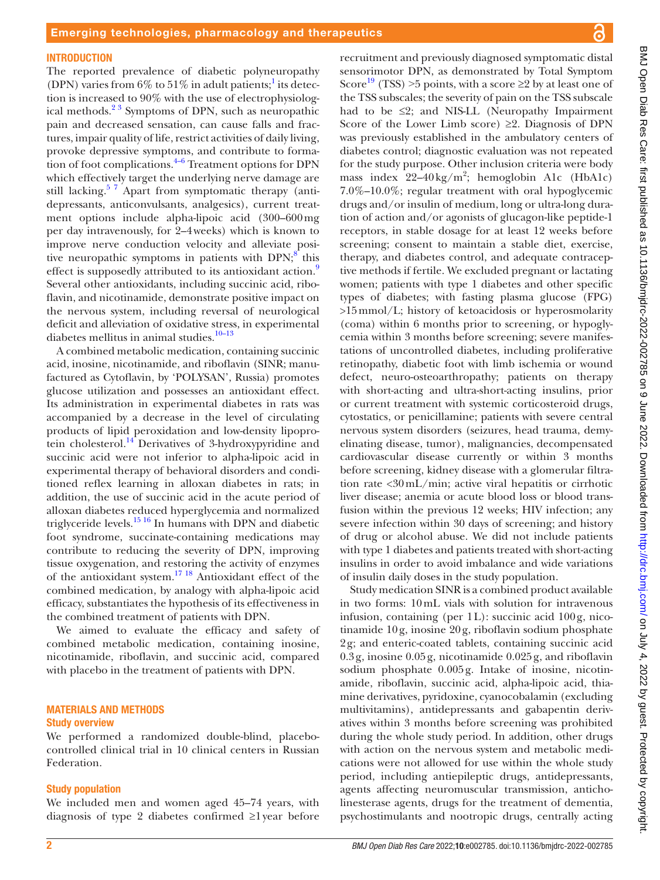## INTRODUCTION

The reported prevalence of diabetic polyneuropathy (DPN) varies from 6% to 51% in adult patients;[1] its detection is increased to 90% with the use of electrophysiological methods.[2,3] Symptoms of DPN, such as neuropathic pain and decreased sensation, can cause falls and fractures, impair quality of life, restrict activities of daily living, provoke depressive symptoms, and contribute to formation of foot complications.[4–6] Treatment options for DPN which effectively target the underlying nerve damage are still lacking.[5,7] Apart from symptomatic therapy (antidepressants, anticonvulsants, analgesics), current treatment options include alpha-lipoic acid (300–600 mg per day intravenously, for 2–4 weeks) which is known to improve nerve conduction velocity and alleviate positive neuropathic symptoms in patients with DPN;[8] this effect is supposedly attributed to its antioxidant action.[9] Several other antioxidants, including succinic acid, riboflavin, and nicotinamide, demonstrate positive impact on the nervous system, including reversal of neurological deficit and alleviation of oxidative stress, in experimental diabetes mellitus in animal studies.[10–13]

A combined metabolic medication, containing succinic acid, inosine, nicotinamide, and riboflavin (SINR; manufactured as Cytoflavin, by 'POLYSAN', Russia) promotes glucose utilization and possesses an antioxidant effect. Its administration in experimental diabetes in rats was accompanied by a decrease in the level of circulating products of lipid peroxidation and low-density lipoprotein cholesterol.[14] Derivatives of 3-hydroxypyridine and succinic acid were not inferior to alpha-lipoic acid in experimental therapy of behavioral disorders and conditioned reflex learning in alloxan diabetes in rats; in addition, the use of succinic acid in the acute period of alloxan diabetes reduced hyperglycemia and normalized triglyceride levels.[15,16] In humans with DPN and diabetic foot syndrome, succinate-containing medications may contribute to reducing the severity of DPN, improving tissue oxygenation, and restoring the activity of enzymes of the antioxidant system.[17,18] Antioxidant effect of the combined medication, by analogy with alpha-lipoic acid efficacy, substantiates the hypothesis of its effectiveness in the combined treatment of patients with DPN.

We aimed to evaluate the efficacy and safety of combined metabolic medication, containing inosine, nicotinamide, riboflavin, and succinic acid, compared with placebo in the treatment of patients with DPN.

## MATERIALS AND METHODS

### Study overview

We performed a randomized double-blind, placebo-controlled clinical trial in 10 clinical centers in Russian Federation.

### Study population

We included men and women aged 45–74 years, with diagnosis of type 2 diabetes confirmed ≥1 year before recruitment and previously diagnosed symptomatic distal sensorimotor DPN, as demonstrated by Total Symptom Score[19] (TSS) >5 points, with a score ≥2 by at least one of the TSS subscales; the severity of pain on the TSS subscale had to be ≤2; and NIS-LL (Neuropathy Impairment Score of the Lower Limb score) ≥2. Diagnosis of DPN was previously established in the ambulatory centers of diabetes control; diagnostic evaluation was not repeated for the study purpose. Other inclusion criteria were body mass index 22–40 kg/m$^2$; hemoglobin A1c (HbA1c) 7.0%–10.0%; regular treatment with oral hypoglycemic drugs and/or insulin of medium, long or ultra-long duration of action and/or agonists of glucagon-like peptide-1 receptors, in stable dosage for at least 12 weeks before screening; consent to maintain a stable diet, exercise, therapy, and diabetes control, and adequate contraceptive methods if fertile. We excluded pregnant or lactating women; patients with type 1 diabetes and other specific types of diabetes; with fasting plasma glucose (FPG) >15 mmol/L; history of ketoacidosis or hyperosmolarity (coma) within 6 months prior to screening, or hypoglycemia within 3 months before screening; severe manifestations of uncontrolled diabetes, including proliferative retinopathy, diabetic foot with limb ischemia or wound defect, neuro-osteoarthropathy; patients on therapy with short-acting and ultra-short-acting insulins, prior or current treatment with systemic corticosteroid drugs, cytostatics, or penicillamine; patients with severe central nervous system disorders (seizures, head trauma, demyelinating disease, tumor), malignancies, decompensated cardiovascular disease currently or within 3 months before screening, kidney disease with a glomerular filtration rate <30 mL/min; active viral hepatitis or cirrhotic liver disease; anemia or acute blood loss or blood transfusion within the previous 12 weeks; HIV infection; any severe infection within 30 days of screening; and history of drug or alcohol abuse. We did not include patients with type 1 diabetes and patients treated with short-acting insulins in order to avoid imbalance and wide variations of insulin daily doses in the study population.

Study medication SINR is a combined product available in two forms: 10 mL vials with solution for intravenous infusion, containing (per 1 L): succinic acid 100 g, nicotinamide 10 g, inosine 20 g, riboflavin sodium phosphate 2 g; and enteric-coated tablets, containing succinic acid 0.3 g, inosine 0.05 g, nicotinamide 0.025 g, and riboflavin sodium phosphate 0.005 g. Intake of inosine, nicotinamide, riboflavin, succinic acid, alpha-lipoic acid, thiamine derivatives, pyridoxine, cyanocobalamin (excluding multivitamins), antidepressants and gabapentin derivatives within 3 months before screening was prohibited during the whole study period. In addition, other drugs with action on the nervous system and metabolic medications were not allowed for use within the whole study period, including antiepileptic drugs, antidepressants, agents affecting neuromuscular transmission, anticholinesterase agents, drugs for the treatment of dementia, psychostimulants and nootropic drugs, centrally acting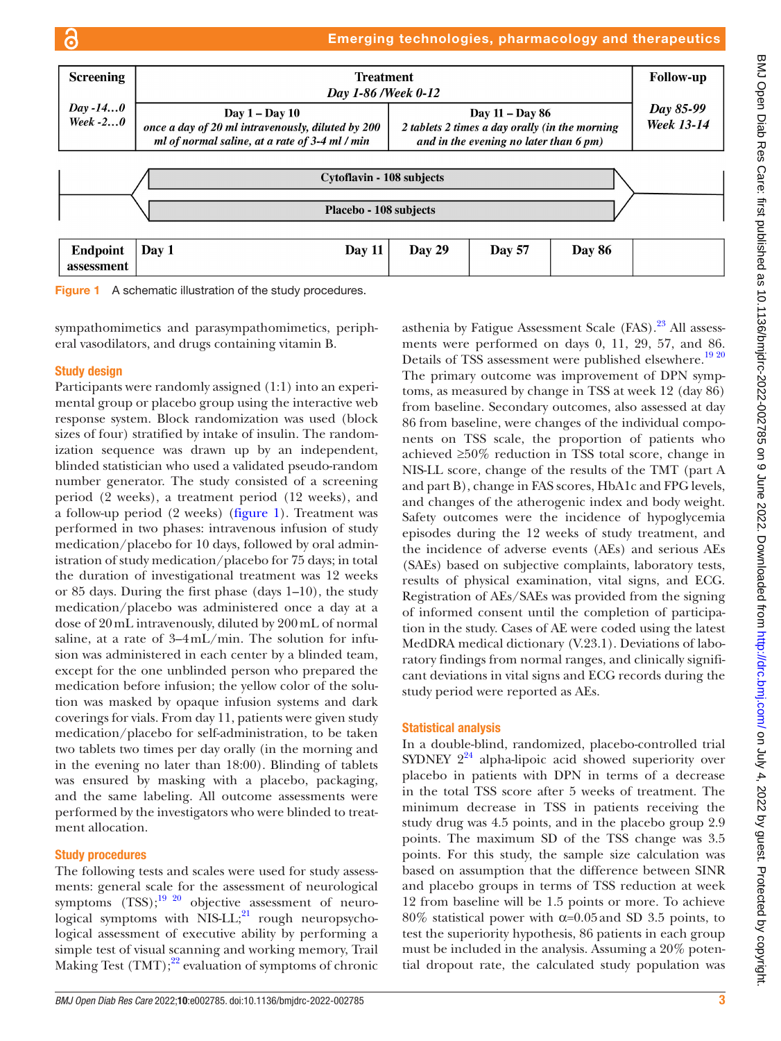| Screening | Treatment Day 1-86 /Week 0-12 | | Follow-up |
|---|---|---|---|
| Day -14…0 Week -2…0 | Day 1 – Day 10 once a day of 20 ml intravenously, diluted by 200 ml of normal saline, at a rate of 3-4 ml / min | Day 11 – Day 86 2 tablets 2 times a day orally (in the morning and in the evening no later than 6 pm) | Day 85-99 Week 13-14 |

Cytoflavin - 108 subjects

Placebo - 108 subjects

| Endpoint assessment | Day 1 | Day 11 | Day 29 | Day 57 | Day 86 | |
|---|---|---|---|---|---|---|

Figure 1 A schematic illustration of the study procedures.

sympathomimetics and parasympathomimetics, peripheral vasodilators, and drugs containing vitamin B.

## Study design

Participants were randomly assigned (1:1) into an experimental group or placebo group using the interactive web response system. Block randomization was used (block sizes of four) stratified by intake of insulin. The randomization sequence was drawn up by an independent, blinded statistician who used a validated pseudo-random number generator. The study consisted of a screening period (2 weeks), a treatment period (12 weeks), and a follow-up period (2 weeks) (figure 1). Treatment was performed in two phases: intravenous infusion of study medication/placebo for 10 days, followed by oral administration of study medication/placebo for 75 days; in total the duration of investigational treatment was 12 weeks or 85 days. During the first phase (days 1–10), the study medication/placebo was administered once a day at a dose of 20 mL intravenously, diluted by 200 mL of normal saline, at a rate of 3–4 mL/min. The solution for infusion was administered in each center by a blinded team, except for the one unblinded person who prepared the medication before infusion; the yellow color of the solution was masked by opaque infusion systems and dark coverings for vials. From day 11, patients were given study medication/placebo for self-administration, to be taken two tablets two times per day orally (in the morning and in the evening no later than 18:00). Blinding of tablets was ensured by masking with a placebo, packaging, and the same labeling. All outcome assessments were performed by the investigators who were blinded to treatment allocation.

## Study procedures

The following tests and scales were used for study assessments: general scale for the assessment of neurological symptoms (TSS);[19 20] objective assessment of neurological symptoms with NIS-LL;[21] rough neuropsychological assessment of executive ability by performing a simple test of visual scanning and working memory, Trail Making Test (TMT);[22] evaluation of symptoms of chronic asthenia by Fatigue Assessment Scale (FAS).[23] All assessments were performed on days 0, 11, 29, 57, and 86. Details of TSS assessment were published elsewhere.[19 20] The primary outcome was improvement of DPN symptoms, as measured by change in TSS at week 12 (day 86) from baseline. Secondary outcomes, also assessed at day 86 from baseline, were changes of the individual components on TSS scale, the proportion of patients who achieved ≥50% reduction in TSS total score, change in NIS-LL score, change of the results of the TMT (part A and part B), change in FAS scores, HbA1c and FPG levels, and changes of the atherogenic index and body weight. Safety outcomes were the incidence of hypoglycemia episodes during the 12 weeks of study treatment, and the incidence of adverse events (AEs) and serious AEs (SAEs) based on subjective complaints, laboratory tests, results of physical examination, vital signs, and ECG. Registration of AEs/SAEs was provided from the signing of informed consent until the completion of participation in the study. Cases of AE were coded using the latest MedDRA medical dictionary (V.23.1). Deviations of laboratory findings from normal ranges, and clinically significant deviations in vital signs and ECG records during the study period were reported as AEs.

## Statistical analysis

In a double-blind, randomized, placebo-controlled trial SYDNEY 2[24] alpha-lipoic acid showed superiority over placebo in patients with DPN in terms of a decrease in the total TSS score after 5 weeks of treatment. The minimum decrease in TSS in patients receiving the study drug was 4.5 points, and in the placebo group 2.9 points. The maximum SD of the TSS change was 3.5 points. For this study, the sample size calculation was based on assumption that the difference between SINR and placebo groups in terms of TSS reduction at week 12 from baseline will be 1.5 points or more. To achieve 80% statistical power with $\alpha$=0.05 and SD 3.5 points, to test the superiority hypothesis, 86 patients in each group must be included in the analysis. Assuming a 20% potential dropout rate, the calculated study population was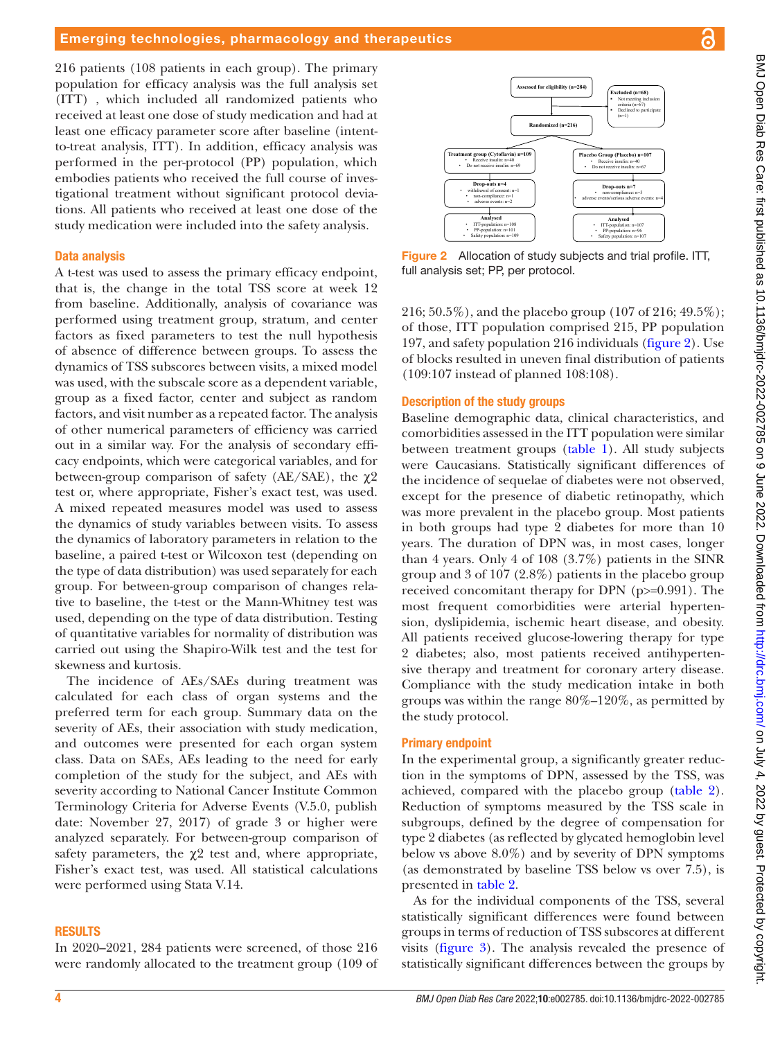216 patients (108 patients in each group). The primary population for efficacy analysis was the full analysis set (ITT) , which included all randomized patients who received at least one dose of study medication and had at least one efficacy parameter score after baseline (intent-to-treat analysis, ITT). In addition, efficacy analysis was performed in the per-protocol (PP) population, which embodies patients who received the full course of investigational treatment without significant protocol deviations. All patients who received at least one dose of the study medication were included into the safety analysis.

### Data analysis

A t-test was used to assess the primary efficacy endpoint, that is, the change in the total TSS score at week 12 from baseline. Additionally, analysis of covariance was performed using treatment group, stratum, and center factors as fixed parameters to test the null hypothesis of absence of difference between groups. To assess the dynamics of TSS subscores between visits, a mixed model was used, with the subscale score as a dependent variable, group as a fixed factor, center and subject as random factors, and visit number as a repeated factor. The analysis of other numerical parameters of efficiency was carried out in a similar way. For the analysis of secondary efficacy endpoints, which were categorical variables, and for between-group comparison of safety (AE/SAE), the $\chi 2$ test or, where appropriate, Fisher's exact test, was used. A mixed repeated measures model was used to assess the dynamics of study variables between visits. To assess the dynamics of laboratory parameters in relation to the baseline, a paired t-test or Wilcoxon test (depending on the type of data distribution) was used separately for each group. For between-group comparison of changes relative to baseline, the t-test or the Mann-Whitney test was used, depending on the type of data distribution. Testing of quantitative variables for normality of distribution was carried out using the Shapiro-Wilk test and the test for skewness and kurtosis.

The incidence of AEs/SAEs during treatment was calculated for each class of organ systems and the preferred term for each group. Summary data on the severity of AEs, their association with study medication, and outcomes were presented for each organ system class. Data on SAEs, AEs leading to the need for early completion of the study for the subject, and AEs with severity according to National Cancer Institute Common Terminology Criteria for Adverse Events (V.5.0, publish date: November 27, 2017) of grade 3 or higher were analyzed separately. For between-group comparison of safety parameters, the $\chi 2$ test and, where appropriate, Fisher's exact test, was used. All statistical calculations were performed using Stata V.14.

## RESULTS

In 2020–2021, 284 patients were screened, of those 216 were randomly allocated to the treatment group (109 of 216; 50.5%), and the placebo group (107 of 216; 49.5%); of those, ITT population comprised 215, PP population 197, and safety population 216 individuals (figure 2). Use of blocks resulted in uneven final distribution of patients (109:107 instead of planned 108:108).

Figure 2 Allocation of study subjects and trial profile. ITT, full analysis set; PP, per protocol.

### Description of the study groups

Baseline demographic data, clinical characteristics, and comorbidities assessed in the ITT population were similar between treatment groups (table 1). All study subjects were Caucasians. Statistically significant differences of the incidence of sequelae of diabetes were not observed, except for the presence of diabetic retinopathy, which was more prevalent in the placebo group. Most patients in both groups had type 2 diabetes for more than 10 years. The duration of DPN was, in most cases, longer than 4 years. Only 4 of 108 (3.7%) patients in the SINR group and 3 of 107 (2.8%) patients in the placebo group received concomitant therapy for DPN (p>=0.991). The most frequent comorbidities were arterial hypertension, dyslipidemia, ischemic heart disease, and obesity. All patients received glucose-lowering therapy for type 2 diabetes; also, most patients received antihypertensive therapy and treatment for coronary artery disease. Compliance with the study medication intake in both groups was within the range 80%–120%, as permitted by the study protocol.

### Primary endpoint

In the experimental group, a significantly greater reduction in the symptoms of DPN, assessed by the TSS, was achieved, compared with the placebo group (table 2). Reduction of symptoms measured by the TSS scale in subgroups, defined by the degree of compensation for type 2 diabetes (as reflected by glycated hemoglobin level below vs above 8.0%) and by severity of DPN symptoms (as demonstrated by baseline TSS below vs over 7.5), is presented in table 2.

As for the individual components of the TSS, several statistically significant differences were found between groups in terms of reduction of TSS subscores at different visits (figure 3). The analysis revealed the presence of statistically significant differences between the groups by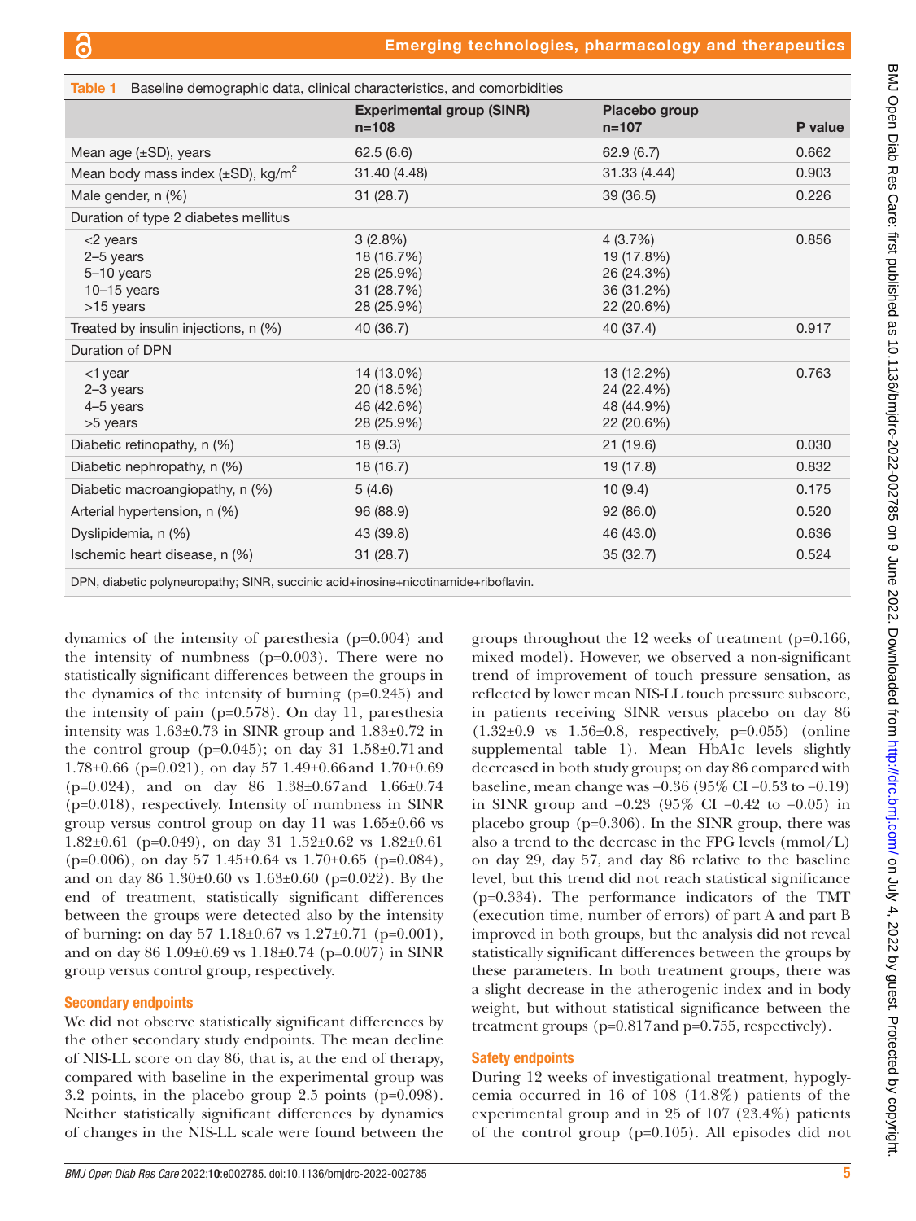**Table 1** Baseline demographic data, clinical characteristics, and comorbidities

| | Experimental group (SINR) n=108 | Placebo group n=107 | P value |
|---|---|---|---|
| Mean age (±SD), years | 62.5 (6.6) | 62.9 (6.7) | 0.662 |
| Mean body mass index (±SD), kg/m$^2$ | 31.40 (4.48) | 31.33 (4.44) | 0.903 |
| Male gender, n (%) | 31 (28.7) | 39 (36.5) | 0.226 |
| Duration of type 2 diabetes mellitus | | | |
| <2 years<br>2–5 years<br>5–10 years<br>10–15 years<br>>15 years | 3 (2.8%)<br>18 (16.7%)<br>28 (25.9%)<br>31 (28.7%)<br>28 (25.9%) | 4 (3.7%)<br>19 (17.8%)<br>26 (24.3%)<br>36 (31.2%)<br>22 (20.6%) | 0.856 |
| Treated by insulin injections, n (%) | 40 (36.7) | 40 (37.4) | 0.917 |
| Duration of DPN | | | |
| <1 year<br>2–3 years<br>4–5 years<br>>5 years | 14 (13.0%)<br>20 (18.5%)<br>46 (42.6%)<br>28 (25.9%) | 13 (12.2%)<br>24 (22.4%)<br>48 (44.9%)<br>22 (20.6%) | 0.763 |
| Diabetic retinopathy, n (%) | 18 (9.3) | 21 (19.6) | 0.030 |
| Diabetic nephropathy, n (%) | 18 (16.7) | 19 (17.8) | 0.832 |
| Diabetic macroangiopathy, n (%) | 5 (4.6) | 10 (9.4) | 0.175 |
| Arterial hypertension, n (%) | 96 (88.9) | 92 (86.0) | 0.520 |
| Dyslipidemia, n (%) | 43 (39.8) | 46 (43.0) | 0.636 |
| Ischemic heart disease, n (%) | 31 (28.7) | 35 (32.7) | 0.524 |

DPN, diabetic polyneuropathy; SINR, succinic acid+inosine+nicotinamide+riboflavin.

dynamics of the intensity of paresthesia (p=0.004) and the intensity of numbness (p=0.003). There were no statistically significant differences between the groups in the dynamics of the intensity of burning (p=0.245) and the intensity of pain (p=0.578). On day 11, paresthesia intensity was 1.63±0.73 in SINR group and 1.83±0.72 in the control group (p=0.045); on day 31 1.58±0.71 and 1.78±0.66 (p=0.021), on day 57 1.49±0.66 and 1.70±0.69 (p=0.024), and on day 86 1.38±0.67 and 1.66±0.74 (p=0.018), respectively. Intensity of numbness in SINR group versus control group on day 11 was 1.65±0.66 vs 1.82±0.61 (p=0.049), on day 31 1.52±0.62 vs 1.82±0.61 (p=0.006), on day 57 1.45±0.64 vs 1.70±0.65 (p=0.084), and on day 86 1.30±0.60 vs 1.63±0.60 (p=0.022). By the end of treatment, statistically significant differences between the groups were detected also by the intensity of burning: on day 57 1.18±0.67 vs 1.27±0.71 (p=0.001), and on day 86 1.09±0.69 vs 1.18±0.74 (p=0.007) in SINR group versus control group, respectively.

### Secondary endpoints

We did not observe statistically significant differences by the other secondary study endpoints. The mean decline of NIS-LL score on day 86, that is, at the end of therapy, compared with baseline in the experimental group was 3.2 points, in the placebo group 2.5 points (p=0.098). Neither statistically significant differences by dynamics of changes in the NIS-LL scale were found between the groups throughout the 12 weeks of treatment (p=0.166, mixed model). However, we observed a non-significant trend of improvement of touch pressure sensation, as reflected by lower mean NIS-LL touch pressure subscore, in patients receiving SINR versus placebo on day 86 (1.32±0.9 vs 1.56±0.8, respectively, p=0.055) (online supplemental table 1). Mean HbA1c levels slightly decreased in both study groups; on day 86 compared with baseline, mean change was −0.36 (95% CI −0.53 to −0.19) in SINR group and −0.23 (95% CI −0.42 to −0.05) in placebo group (p=0.306). In the SINR group, there was also a trend to the decrease in the FPG levels (mmol/L) on day 29, day 57, and day 86 relative to the baseline level, but this trend did not reach statistical significance (p=0.334). The performance indicators of the TMT (execution time, number of errors) of part A and part B improved in both groups, but the analysis did not reveal statistically significant differences between the groups by these parameters. In both treatment groups, there was a slight decrease in the atherogenic index and in body weight, but without statistical significance between the treatment groups (p=0.817 and p=0.755, respectively).

### Safety endpoints

During 12 weeks of investigational treatment, hypoglycemia occurred in 16 of 108 (14.8%) patients of the experimental group and in 25 of 107 (23.4%) patients of the control group (p=0.105). All episodes did not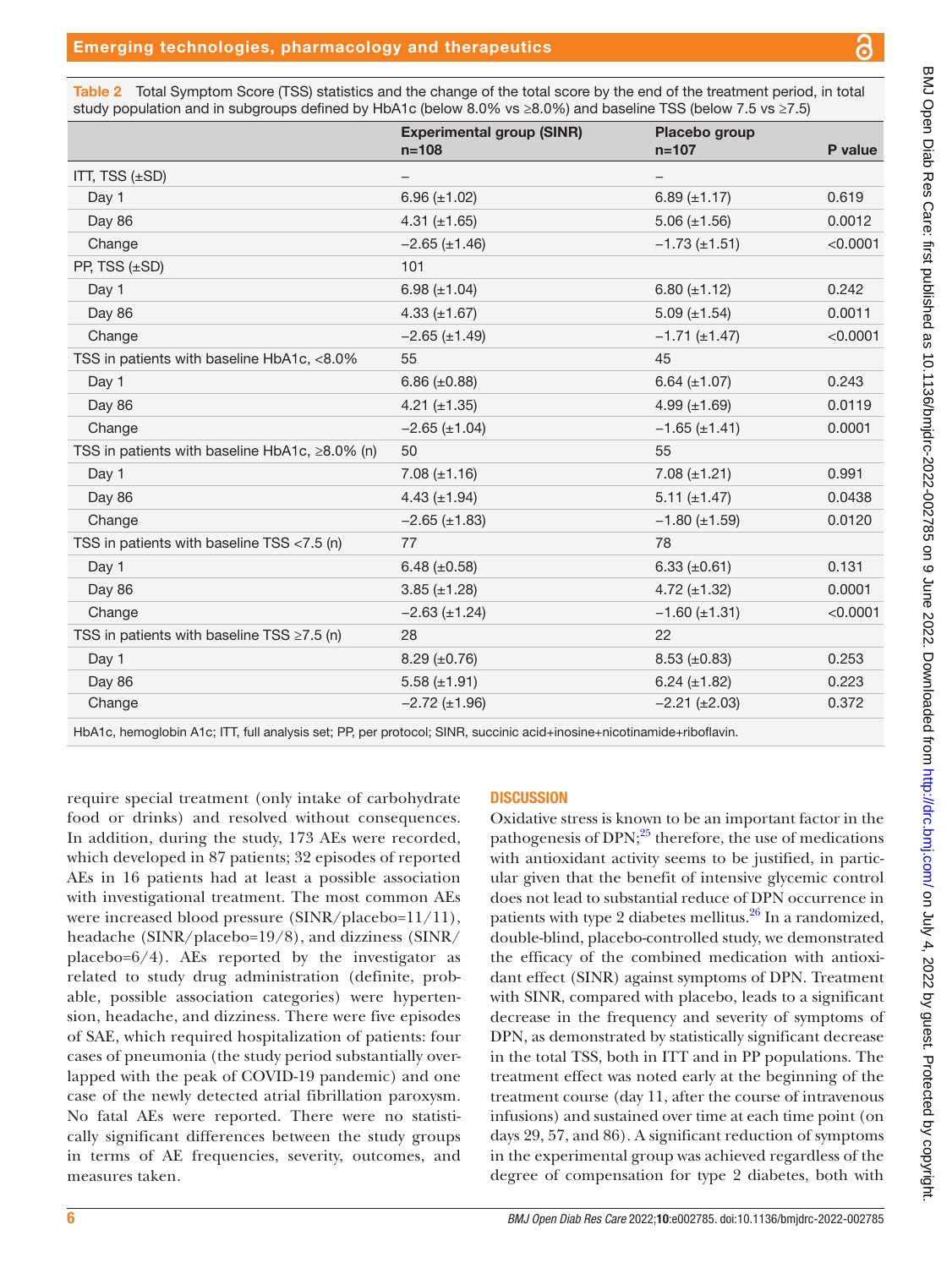Table 2 Total Symptom Score (TSS) statistics and the change of the total score by the end of the treatment period, in total study population and in subgroups defined by HbA1c (below 8.0% vs ≥8.0%) and baseline TSS (below 7.5 vs ≥7.5)

| | Experimental group (SINR) n=108 | Placebo group n=107 | P value |
|---|---|---|---|
| ITT, TSS (±SD) | – | – | |
| Day 1 | 6.96 (±1.02) | 6.89 (±1.17) | 0.619 |
| Day 86 | 4.31 (±1.65) | 5.06 (±1.56) | 0.0012 |
| Change | −2.65 (±1.46) | −1.73 (±1.51) | <0.0001 |
| PP, TSS (±SD) | 101 | | |
| Day 1 | 6.98 (±1.04) | 6.80 (±1.12) | 0.242 |
| Day 86 | 4.33 (±1.67) | 5.09 (±1.54) | 0.0011 |
| Change | −2.65 (±1.49) | −1.71 (±1.47) | <0.0001 |
| TSS in patients with baseline HbA1c, <8.0% | 55 | 45 | |
| Day 1 | 6.86 (±0.88) | 6.64 (±1.07) | 0.243 |
| Day 86 | 4.21 (±1.35) | 4.99 (±1.69) | 0.0119 |
| Change | −2.65 (±1.04) | −1.65 (±1.41) | 0.0001 |
| TSS in patients with baseline HbA1c, ≥8.0% (n) | 50 | 55 | |
| Day 1 | 7.08 (±1.16) | 7.08 (±1.21) | 0.991 |
| Day 86 | 4.43 (±1.94) | 5.11 (±1.47) | 0.0438 |
| Change | −2.65 (±1.83) | −1.80 (±1.59) | 0.0120 |
| TSS in patients with baseline TSS <7.5 (n) | 77 | 78 | |
| Day 1 | 6.48 (±0.58) | 6.33 (±0.61) | 0.131 |
| Day 86 | 3.85 (±1.28) | 4.72 (±1.32) | 0.0001 |
| Change | −2.63 (±1.24) | −1.60 (±1.31) | <0.0001 |
| TSS in patients with baseline TSS ≥7.5 (n) | 28 | 22 | |
| Day 1 | 8.29 (±0.76) | 8.53 (±0.83) | 0.253 |
| Day 86 | 5.58 (±1.91) | 6.24 (±1.82) | 0.223 |
| Change | −2.72 (±1.96) | −2.21 (±2.03) | 0.372 |

HbA1c, hemoglobin A1c; ITT, full analysis set; PP, per protocol; SINR, succinic acid+inosine+nicotinamide+riboflavin.

require special treatment (only intake of carbohydrate food or drinks) and resolved without consequences. In addition, during the study, 173 AEs were recorded, which developed in 87 patients; 32 episodes of reported AEs in 16 patients had at least a possible association with investigational treatment. The most common AEs were increased blood pressure (SINR/placebo=11/11), headache (SINR/placebo=19/8), and dizziness (SINR/placebo=6/4). AEs reported by the investigator as related to study drug administration (definite, probable, possible association categories) were hypertension, headache, and dizziness. There were five episodes of SAE, which required hospitalization of patients: four cases of pneumonia (the study period substantially overlapped with the peak of COVID-19 pandemic) and one case of the newly detected atrial fibrillation paroxysm. No fatal AEs were reported. There were no statistically significant differences between the study groups in terms of AE frequencies, severity, outcomes, and measures taken.

## DISCUSSION

Oxidative stress is known to be an important factor in the pathogenesis of DPN;[25] therefore, the use of medications with antioxidant activity seems to be justified, in particular given that the benefit of intensive glycemic control does not lead to substantial reduce of DPN occurrence in patients with type 2 diabetes mellitus.[26] In a randomized, double-blind, placebo-controlled study, we demonstrated the efficacy of the combined medication with antioxidant effect (SINR) against symptoms of DPN. Treatment with SINR, compared with placebo, leads to a significant decrease in the frequency and severity of symptoms of DPN, as demonstrated by statistically significant decrease in the total TSS, both in ITT and in PP populations. The treatment effect was noted early at the beginning of the treatment course (day 11, after the course of intravenous infusions) and sustained over time at each time point (on days 29, 57, and 86). A significant reduction of symptoms in the experimental group was achieved regardless of the degree of compensation for type 2 diabetes, both with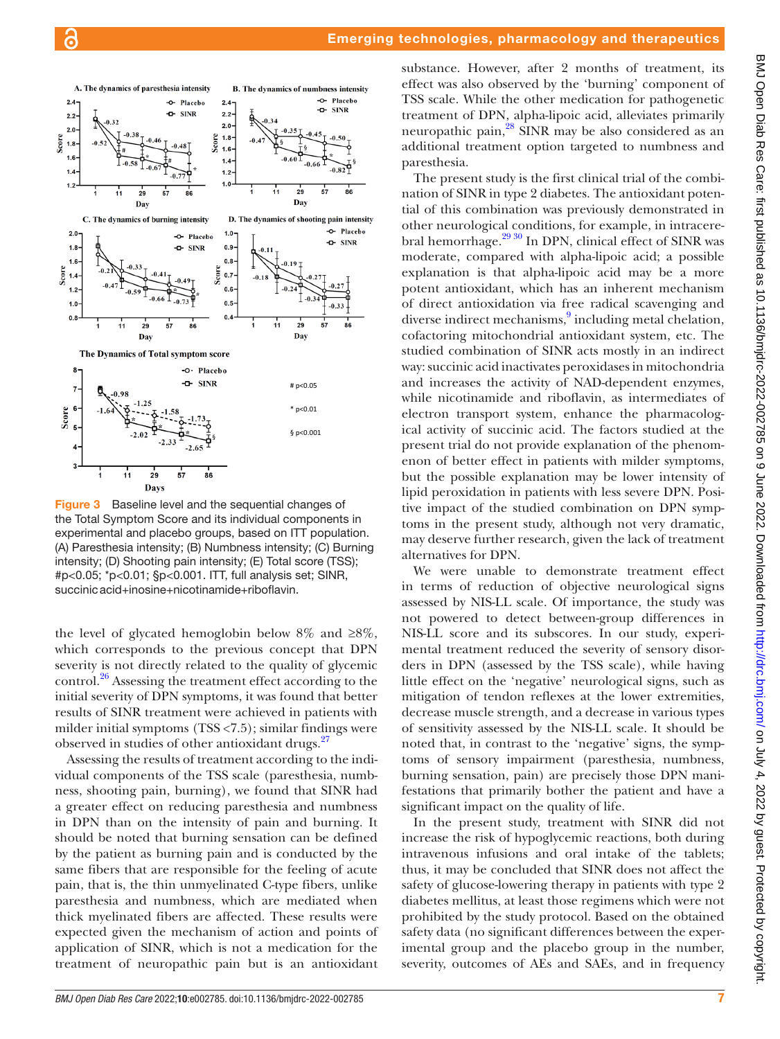Figure 3 Baseline level and the sequential changes of the Total Symptom Score and its individual components in experimental and placebo groups, based on ITT population. (A) Paresthesia intensity; (B) Numbness intensity; (C) Burning intensity; (D) Shooting pain intensity; (E) Total score (TSS); #p<0.05; *p<0.01; §p<0.001. ITT, full analysis set; SINR, succinic acid+inosine+nicotinamide+riboflavin.

the level of glycated hemoglobin below 8% and ≥8%, which corresponds to the previous concept that DPN severity is not directly related to the quality of glycemic control.[26] Assessing the treatment effect according to the initial severity of DPN symptoms, it was found that better results of SINR treatment were achieved in patients with milder initial symptoms (TSS <7.5); similar findings were observed in studies of other antioxidant drugs.[27]

Assessing the results of treatment according to the individual components of the TSS scale (paresthesia, numbness, shooting pain, burning), we found that SINR had a greater effect on reducing paresthesia and numbness in DPN than on the intensity of pain and burning. It should be noted that burning sensation can be defined by the patient as burning pain and is conducted by the same fibers that are responsible for the feeling of acute pain, that is, the thin unmyelinated C-type fibers, unlike paresthesia and numbness, which are mediated when thick myelinated fibers are affected. These results were expected given the mechanism of action and points of application of SINR, which is not a medication for the treatment of neuropathic pain but is an antioxidant substance. However, after 2 months of treatment, its effect was also observed by the 'burning' component of TSS scale. While the other medication for pathogenetic treatment of DPN, alpha-lipoic acid, alleviates primarily neuropathic pain,[28] SINR may be also considered as an additional treatment option targeted to numbness and paresthesia.

The present study is the first clinical trial of the combination of SINR in type 2 diabetes. The antioxidant potential of this combination was previously demonstrated in other neurological conditions, for example, in intracerebral hemorrhage.[29,30] In DPN, clinical effect of SINR was moderate, compared with alpha-lipoic acid; a possible explanation is that alpha-lipoic acid may be a more potent antioxidant, which has an inherent mechanism of direct antioxidation via free radical scavenging and diverse indirect mechanisms,[9] including metal chelation, cofactoring mitochondrial antioxidant system, etc. The studied combination of SINR acts mostly in an indirect way: succinic acid inactivates peroxidases in mitochondria and increases the activity of NAD-dependent enzymes, while nicotinamide and riboflavin, as intermediates of electron transport system, enhance the pharmacological activity of succinic acid. The factors studied at the present trial do not provide explanation of the phenomenon of better effect in patients with milder symptoms, but the possible explanation may be lower intensity of lipid peroxidation in patients with less severe DPN. Positive impact of the studied combination on DPN symptoms in the present study, although not very dramatic, may deserve further research, given the lack of treatment alternatives for DPN.

We were unable to demonstrate treatment effect in terms of reduction of objective neurological signs assessed by NIS-LL scale. Of importance, the study was not powered to detect between-group differences in NIS-LL score and its subscores. In our study, experimental treatment reduced the severity of sensory disorders in DPN (assessed by the TSS scale), while having little effect on the 'negative' neurological signs, such as mitigation of tendon reflexes at the lower extremities, decrease muscle strength, and a decrease in various types of sensitivity assessed by the NIS-LL scale. It should be noted that, in contrast to the 'negative' signs, the symptoms of sensory impairment (paresthesia, numbness, burning sensation, pain) are precisely those DPN manifestations that primarily bother the patient and have a significant impact on the quality of life.

In the present study, treatment with SINR did not increase the risk of hypoglycemic reactions, both during intravenous infusions and oral intake of the tablets; thus, it may be concluded that SINR does not affect the safety of glucose-lowering therapy in patients with type 2 diabetes mellitus, at least those regimens which were not prohibited by the study protocol. Based on the obtained safety data (no significant differences between the experimental group and the placebo group in the number, severity, outcomes of AEs and SAEs, and in frequency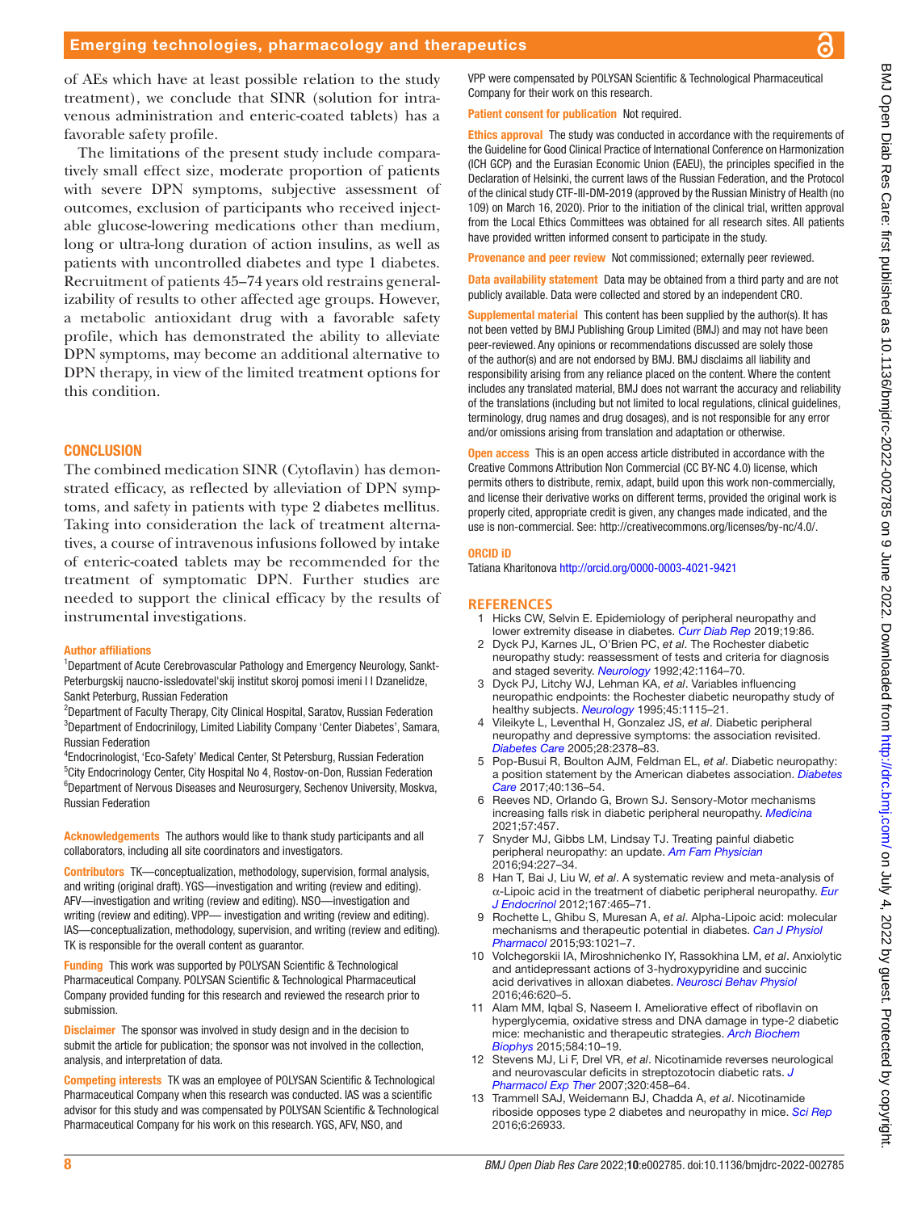of AEs which have at least possible relation to the study treatment), we conclude that SINR (solution for intravenous administration and enteric-coated tablets) has a favorable safety profile.

The limitations of the present study include comparatively small effect size, moderate proportion of patients with severe DPN symptoms, subjective assessment of outcomes, exclusion of participants who received injectable glucose-lowering medications other than medium, long or ultra-long duration of action insulins, as well as patients with uncontrolled diabetes and type 1 diabetes. Recruitment of patients 45–74 years old restrains generalizability of results to other affected age groups. However, a metabolic antioxidant drug with a favorable safety profile, which has demonstrated the ability to alleviate DPN symptoms, may become an additional alternative to DPN therapy, in view of the limited treatment options for this condition.

## CONCLUSION

The combined medication SINR (Cytoflavin) has demonstrated efficacy, as reflected by alleviation of DPN symptoms, and safety in patients with type 2 diabetes mellitus. Taking into consideration the lack of treatment alternatives, a course of intravenous infusions followed by intake of enteric-coated tablets may be recommended for the treatment of symptomatic DPN. Further studies are needed to support the clinical efficacy by the results of instrumental investigations.

**Author affiliations**

[1]Department of Acute Cerebrovascular Pathology and Emergency Neurology, Sankt-Peterburgskij naucno-issledovatel'skij institut skoroj pomosi imeni I I Dzanelidze, Sankt Peterburg, Russian Federation
[2]Department of Faculty Therapy, City Clinical Hospital, Saratov, Russian Federation
[3]Department of Endocrinilogy, Limited Liability Company 'Center Diabetes', Samara, Russian Federation
[4]Endocrinologist, 'Eco-Safety' Medical Center, St Petersburg, Russian Federation
[5]City Endocrinology Center, City Hospital No 4, Rostov-on-Don, Russian Federation
[6]Department of Nervous Diseases and Neurosurgery, Sechenov University, Moskva, Russian Federation

**Acknowledgements** The authors would like to thank study participants and all collaborators, including all site coordinators and investigators.

**Contributors** TK—conceptualization, methodology, supervision, formal analysis, and writing (original draft). YGS—investigation and writing (review and editing). AFV—investigation and writing (review and editing). NSO—investigation and writing (review and editing). VPP— investigation and writing (review and editing). IAS—conceptualization, methodology, supervision, and writing (review and editing). TK is responsible for the overall content as guarantor.

**Funding** This work was supported by POLYSAN Scientific & Technological Pharmaceutical Company. POLYSAN Scientific & Technological Pharmaceutical Company provided funding for this research and reviewed the research prior to submission.

**Disclaimer** The sponsor was involved in study design and in the decision to submit the article for publication; the sponsor was not involved in the collection, analysis, and interpretation of data.

**Competing interests** TK was an employee of POLYSAN Scientific & Technological Pharmaceutical Company when this research was conducted. IAS was a scientific advisor for this study and was compensated by POLYSAN Scientific & Technological Pharmaceutical Company for his work on this research. YGS, AFV, NSO, and VPP were compensated by POLYSAN Scientific & Technological Pharmaceutical Company for their work on this research.

**Patient consent for publication** Not required.

**Ethics approval** The study was conducted in accordance with the requirements of the Guideline for Good Clinical Practice of International Conference on Harmonization (ICH GCP) and the Eurasian Economic Union (EAEU), the principles specified in the Declaration of Helsinki, the current laws of the Russian Federation, and the Protocol of the clinical study CTF-III-DM-2019 (approved by the Russian Ministry of Health (no 109) on March 16, 2020). Prior to the initiation of the clinical trial, written approval from the Local Ethics Committees was obtained for all research sites. All patients have provided written informed consent to participate in the study.

**Provenance and peer review** Not commissioned; externally peer reviewed.

**Data availability statement** Data may be obtained from a third party and are not publicly available. Data were collected and stored by an independent CRO.

**Supplemental material** This content has been supplied by the author(s). It has not been vetted by BMJ Publishing Group Limited (BMJ) and may not have been peer-reviewed. Any opinions or recommendations discussed are solely those of the author(s) and are not endorsed by BMJ. BMJ disclaims all liability and responsibility arising from any reliance placed on the content. Where the content includes any translated material, BMJ does not warrant the accuracy and reliability of the translations (including but not limited to local regulations, clinical guidelines, terminology, drug names and drug dosages), and is not responsible for any error and/or omissions arising from translation and adaptation or otherwise.

**Open access** This is an open access article distributed in accordance with the Creative Commons Attribution Non Commercial (CC BY-NC 4.0) license, which permits others to distribute, remix, adapt, build upon this work non-commercially, and license their derivative works on different terms, provided the original work is properly cited, appropriate credit is given, any changes made indicated, and the use is non-commercial. See: http://creativecommons.org/licenses/by-nc/4.0/.

**ORCID iD**

Tatiana Kharitonova http://orcid.org/0000-0003-4021-9421

## REFERENCES

1. Hicks CW, Selvin E. Epidemiology of peripheral neuropathy and lower extremity disease in diabetes. *Curr Diab Rep* 2019;19:86.
2. Dyck PJ, Karnes JL, O'Brien PC, *et al*. The Rochester diabetic neuropathy study: reassessment of tests and criteria for diagnosis and staged severity. *Neurology* 1992;42:1164–70.
3. Dyck PJ, Litchy WJ, Lehman KA, *et al*. Variables influencing neuropathic endpoints: the Rochester diabetic neuropathy study of healthy subjects. *Neurology* 1995;45:1115–21.
4. Vileikyte L, Leventhal H, Gonzalez JS, *et al*. Diabetic peripheral neuropathy and depressive symptoms: the association revisited. *Diabetes Care* 2005;28:2378–83.
5. Pop-Busui R, Boulton AJM, Feldman EL, *et al*. Diabetic neuropathy: a position statement by the American diabetes association. *Diabetes Care* 2017;40:136–54.
6. Reeves ND, Orlando G, Brown SJ. Sensory-Motor mechanisms increasing falls risk in diabetic peripheral neuropathy. *Medicina* 2021;57:457.
7. Snyder MJ, Gibbs LM, Lindsay TJ. Treating painful diabetic peripheral neuropathy: an update. *Am Fam Physician* 2016;94:227–34.
8. Han T, Bai J, Liu W, *et al*. A systematic review and meta-analysis of α-Lipoic acid in the treatment of diabetic peripheral neuropathy. *Eur J Endocrinol* 2012;167:465–71.
9. Rochette L, Ghibu S, Muresan A, *et al*. Alpha-Lipoic acid: molecular mechanisms and therapeutic potential in diabetes. *Can J Physiol Pharmacol* 2015;93:1021–7.
10. Volchegorskii IA, Miroshnichenko IY, Rassokhina LM, *et al*. Anxiolytic and antidepressant actions of 3-hydroxypyridine and succinic acid derivatives in alloxan diabetes. *Neurosci Behav Physiol* 2016;46:620–5.
11. Alam MM, Iqbal S, Naseem I. Ameliorative effect of riboflavin on hyperglycemia, oxidative stress and DNA damage in type-2 diabetic mice: mechanistic and therapeutic strategies. *Arch Biochem Biophys* 2015;584:10–19.
12. Stevens MJ, Li F, Drel VR, *et al*. Nicotinamide reverses neurological and neurovascular deficits in streptozotocin diabetic rats. *J Pharmacol Exp Ther* 2007;320:458–64.
13. Trammell SAJ, Weidemann BJ, Chadda A, *et al*. Nicotinamide riboside opposes type 2 diabetes and neuropathy in mice. *Sci Rep* 2016;6:26933.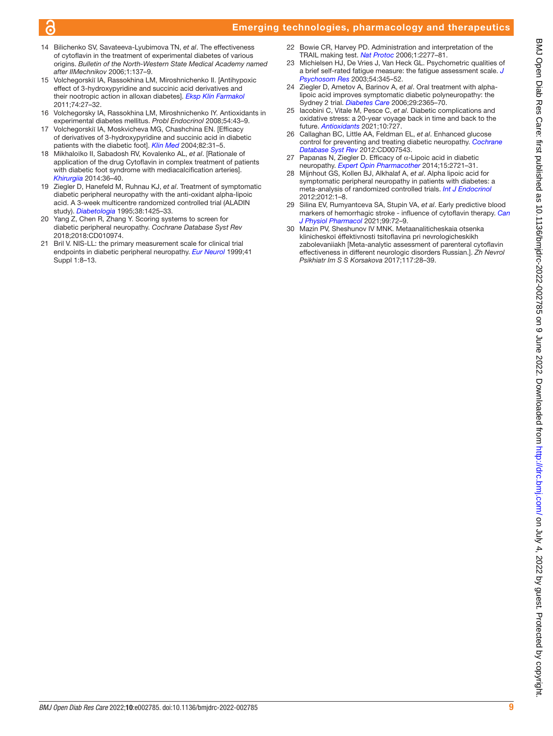14 Bilichenko SV, Savateeva-Lyubimova TN, *et al*. The effectiveness of cytoflavin in the treatment of experimental diabetes of various origins. *Bulletin of the North-Western State Medical Academy named after IIMechnikov* 2006;1:137–9.
15 Volchegorskiĭ IA, Rassokhina LM, Miroshnichenko II. [Antihypoxic effect of 3-hydroxypyridine and succinic acid derivatives and their nootropic action in alloxan diabetes]. *Eksp Klin Farmakol* 2011;74:27–32.
16 Volchegorsky IA, Rassokhina LM, Miroshnichenko IY. Antioxidants in experimental diabetes mellitus. *Probl Endocrinol* 2008;54:43–9.
17 Volchegorskiĭ IA, Moskvicheva MG, Chashchina EN. [Efficacy of derivatives of 3-hydroxypyridine and succinic acid in diabetic patients with the diabetic foot]. *Klin Med* 2004;82:31–5.
18 Mikhaloĭko II, Sabadosh RV, Kovalenko AL, *et al*. [Rationale of application of the drug Cytoflavin in complex treatment of patients with diabetic foot syndrome with mediacalcification arteries]. *Khirurgiia* 2014:36–40.
19 Ziegler D, Hanefeld M, Ruhnau KJ, *et al*. Treatment of symptomatic diabetic peripheral neuropathy with the anti-oxidant alpha-lipoic acid. A 3-week multicentre randomized controlled trial (ALADIN study). *Diabetologia* 1995;38:1425–33.
20 Yang Z, Chen R, Zhang Y. Scoring systems to screen for diabetic peripheral neuropathy. *Cochrane Database Syst Rev* 2018;2018:CD010974.
21 Bril V. NIS-LL: the primary measurement scale for clinical trial endpoints in diabetic peripheral neuropathy. *Eur Neurol* 1999;41 Suppl 1:8–13.
22 Bowie CR, Harvey PD. Administration and interpretation of the TRAIL making test. *Nat Protoc* 2006;1:2277–81.
23 Michielsen HJ, De Vries J, Van Heck GL. Psychometric qualities of a brief self-rated fatigue measure: the fatigue assessment scale. *J Psychosom Res* 2003;54:345–52.
24 Ziegler D, Ametov A, Barinov A, *et al*. Oral treatment with alpha-lipoic acid improves symptomatic diabetic polyneuropathy: the Sydney 2 trial. *Diabetes Care* 2006;29:2365–70.
25 Iacobini C, Vitale M, Pesce C, *et al*. Diabetic complications and oxidative stress: a 20-year voyage back in time and back to the future. *Antioxidants* 2021;10:727.
26 Callaghan BC, Little AA, Feldman EL, *et al*. Enhanced glucose control for preventing and treating diabetic neuropathy. *Cochrane Database Syst Rev* 2012:CD007543.
27 Papanas N, Ziegler D. Efficacy of α-Lipoic acid in diabetic neuropathy. *Expert Opin Pharmacother* 2014;15:2721–31.
28 Mijnhout GS, Kollen BJ, Alkhalaf A, *et al*. Alpha lipoic acid for symptomatic peripheral neuropathy in patients with diabetes: a meta-analysis of randomized controlled trials. *Int J Endocrinol* 2012;2012:1–8.
29 Silina EV, Rumyantceva SA, Stupin VA, *et al*. Early predictive blood markers of hemorrhagic stroke - influence of cytoflavin therapy. *Can J Physiol Pharmacol* 2021;99:72–9.
30 Mazin PV, Sheshunov IV MNK. Metaanaliticheskaia otsenka klinicheskoĭ éffektivnosti tsitoflavina pri nevrologicheskikh zabolevaniiakh [Meta-analytic assessment of parenteral cytoflavin effectiveness in different neurologic disorders Russian.]. *Zh Nevrol Psikhiatr Im S S Korsakova* 2017;117:28–39.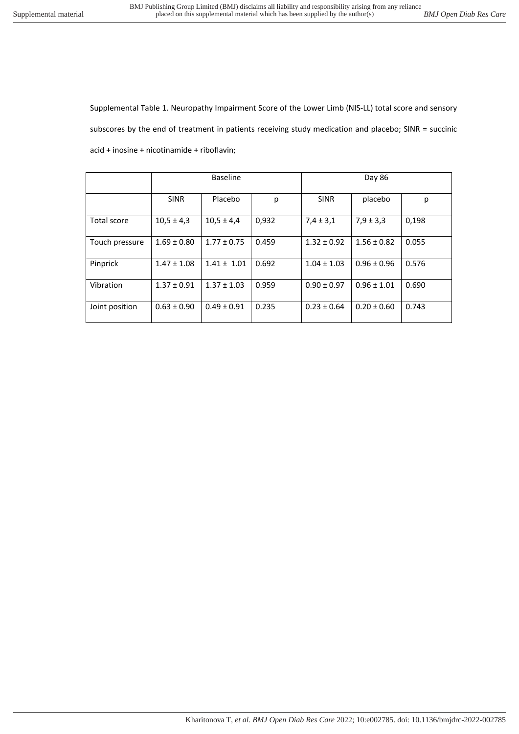Supplemental Table 1. Neuropathy Impairment Score of the Lower Limb (NIS-LL) total score and sensory subscores by the end of treatment in patients receiving study medication and placebo; SINR = succinic acid + inosine + nicotinamide + riboflavin;

| | Baseline | | | Day 86 | | |
|---|---|---|---|---|---|---|
| | SINR | Placebo | p | SINR | placebo | p |
| Total score | 10,5 ± 4,3 | 10,5 ± 4,4 | 0,932 | 7,4 ± 3,1 | 7,9 ± 3,3 | 0,198 |
| Touch pressure | 1.69 ± 0.80 | 1.77 ± 0.75 | 0.459 | 1.32 ± 0.92 | 1.56 ± 0.82 | 0.055 |
| Pinprick | 1.47 ± 1.08 | 1.41 ± 1.01 | 0.692 | 1.04 ± 1.03 | 0.96 ± 0.96 | 0.576 |
| Vibration | 1.37 ± 0.91 | 1.37 ± 1.03 | 0.959 | 0.90 ± 0.97 | 0.96 ± 1.01 | 0.690 |
| Joint position | 0.63 ± 0.90 | 0.49 ± 0.91 | 0.235 | 0.23 ± 0.64 | 0.20 ± 0.60 | 0.743 |